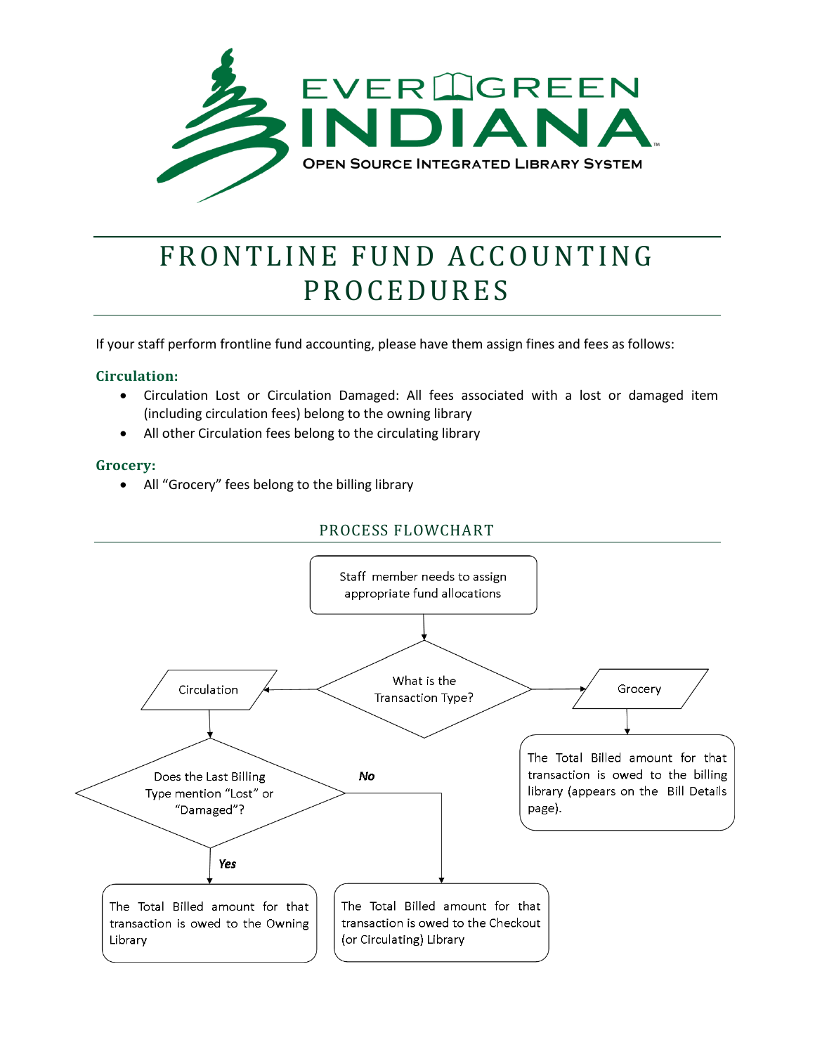EVERGREEN INDIANA

OPEN SOURCE INTEGRATED LIBRARY SYSTEM

# FRONTLINE FUND ACCOUNTING PROCEDURES

If your staff perform frontline fund accounting, please have them assign fines and fees as follows:

### Circulation:

- Circulation Lost or Circulation Damaged: All fees associated with a lost or damaged item (including circulation fees) belong to the owning library
- All other Circulation fees belong to the circulating library

### Grocery:

- All "Grocery" fees belong to the billing library

## PROCESS FLOWCHART

Staff member needs to assign appropriate fund allocations

What is the Transaction Type?

Circulation

Grocery

The Total Billed amount for that transaction is owed to the billing library (appears on the Bill Details page).

Does the Last Billing Type mention "Lost" or "Damaged"?

*Yes*

*No*

The Total Billed amount for that transaction is owed to the Owning Library

The Total Billed amount for that transaction is owed to the Checkout (or Circulating) Library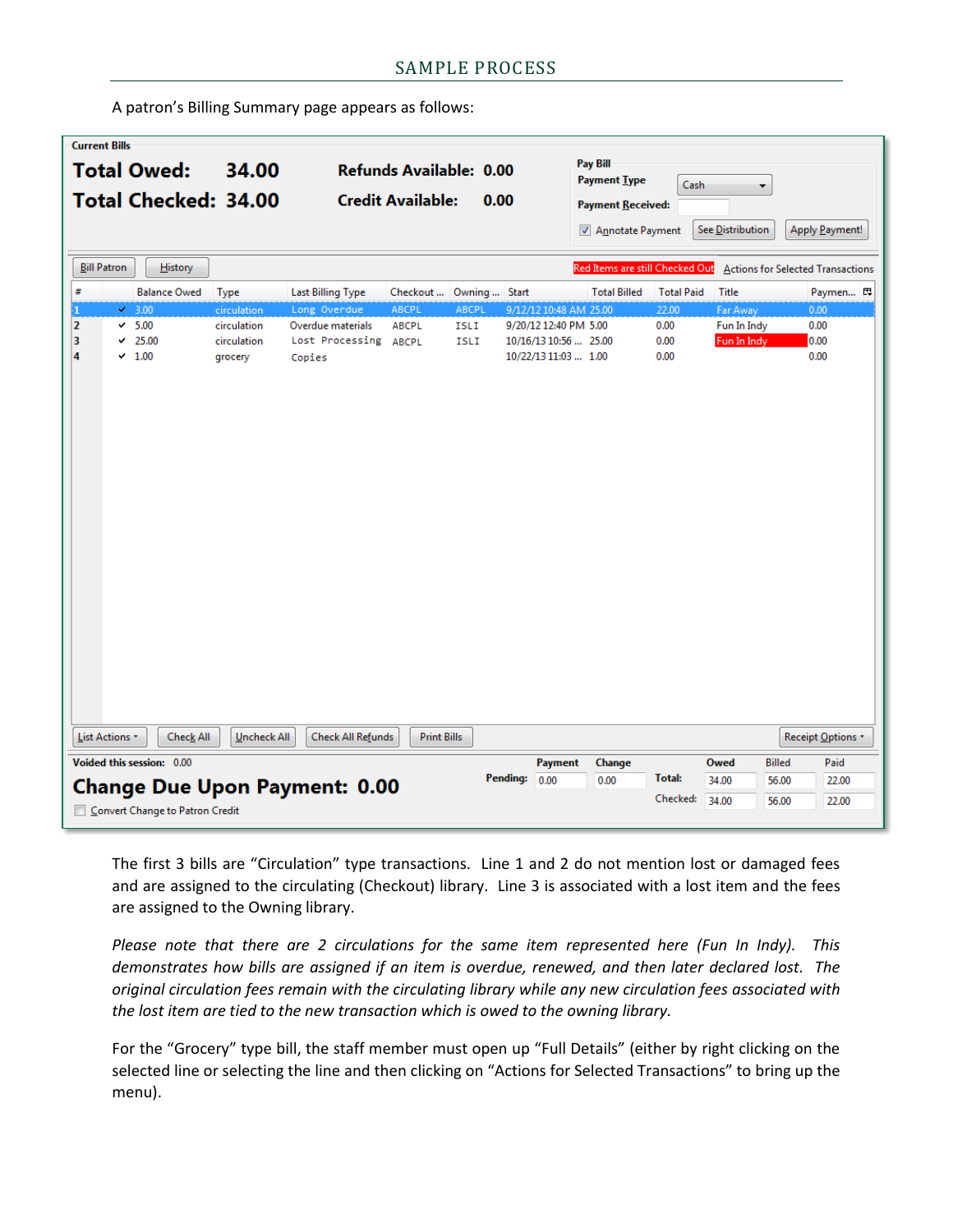## SAMPLE PROCESS

A patron's Billing Summary page appears as follows:

**Current Bills**

**Total Owed: 34.00** **Refunds Available: 0.00**

**Total Checked: 34.00** **Credit Available: 0.00**

**Pay Bill**
Payment Type: Cash
Payment Received:
☑ Annotate Payment | See Distribution | Apply Payment!

Bill Patron | History | Red Items are still Checked Out | Actions for Selected Transactions

| # | | Balance Owed | Type | Last Billing Type | Checkout ... | Owning ... | Start | Total Billed | Total Paid | Title | Paymen... |
|---|---|---|---|---|---|---|---|---|---|---|---|
| 1 | ✓ | 3.00 | circulation | Long Overdue | ABCPL | ABCPL | 9/12/12 10:48 AM | 25.00 | 22.00 | Far Away | 0.00 |
| 2 | ✓ | 5.00 | circulation | Overdue materials | ABCPL | ISLI | 9/20/12 12:40 PM | 5.00 | 0.00 | Fun In Indy | 0.00 |
| 3 | ✓ | 25.00 | circulation | Lost Processing | ABCPL | ISLI | 10/16/13 10:56 ... | 25.00 | 0.00 | Fun In Indy | 0.00 |
| 4 | ✓ | 1.00 | grocery | Copies | | | 10/22/13 11:03 ... | 1.00 | 0.00 | | 0.00 |

List Actions | Check All | Uncheck All | Check All Refunds | Print Bills | Receipt Options

Voided this session: 0.00

**Change Due Upon Payment: 0.00**

☐ Convert Change to Patron Credit

| | Payment | Change | | Owed | Billed | Paid |
|---|---|---|---|---|---|---|
| Pending: | 0.00 | 0.00 | Total: | 34.00 | 56.00 | 22.00 |
| | | | Checked: | 34.00 | 56.00 | 22.00 |

The first 3 bills are "Circulation" type transactions. Line 1 and 2 do not mention lost or damaged fees and are assigned to the circulating (Checkout) library. Line 3 is associated with a lost item and the fees are assigned to the Owning library.

*Please note that there are 2 circulations for the same item represented here (Fun In Indy). This demonstrates how bills are assigned if an item is overdue, renewed, and then later declared lost. The original circulation fees remain with the circulating library while any new circulation fees associated with the lost item are tied to the new transaction which is owed to the owning library.*

For the "Grocery" type bill, the staff member must open up "Full Details" (either by right clicking on the selected line or selecting the line and then clicking on "Actions for Selected Transactions" to bring up the menu).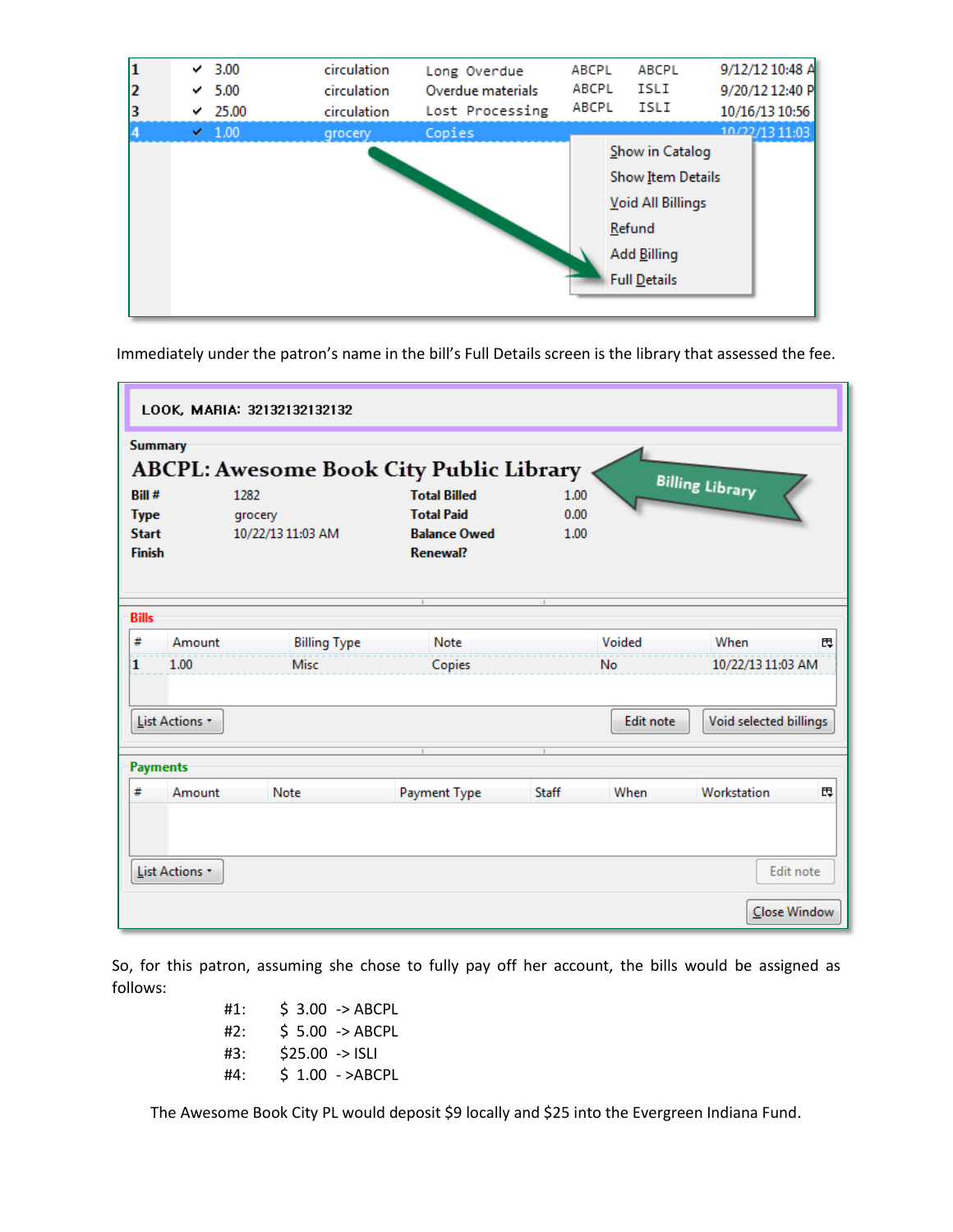| | | | | | | | |
|---|---|---|---|---|---|---|---|
| 1 | ✔ | 3.00 | circulation | Long Overdue | ABCPL | ABCPL | 9/12/12 10:48 A |
| 2 | ✔ | 5.00 | circulation | Overdue materials | ABCPL | ISLI | 9/20/12 12:40 P |
| 3 | ✔ | 25.00 | circulation | Lost Processing | ABCPL | ISLI | 10/16/13 10:56 |
| 4 | ✔ | 1.00 | grocery | Copies | | | 10/22/13 11:03 |

Show in Catalog
Show Item Details
Void All Billings
Refund
Add Billing
Full Details

Immediately under the patron's name in the bill's Full Details screen is the library that assessed the fee.

LOOK, MARIA: 32132132132132

Summary

ABCPL: Awesome Book City Public Library

Billing Library

| | | | |
|---|---|---|---|
| Bill # | 1282 | Total Billed | 1.00 |
| Type | grocery | Total Paid | 0.00 |
| Start | 10/22/13 11:03 AM | Balance Owed | 1.00 |
| Finish | | Renewal? | |

Bills

| # | Amount | Billing Type | Note | Voided | When |
|---|---|---|---|---|---|
| 1 | 1.00 | Misc | Copies | No | 10/22/13 11:03 AM |

List Actions · Edit note · Void selected billings

Payments

| # | Amount | Note | Payment Type | Staff | When | Workstation |
|---|---|---|---|---|---|---|

List Actions · Edit note

Close Window

So, for this patron, assuming she chose to fully pay off her account, the bills would be assigned as follows:

#1: $ 3.00 -> ABCPL
#2: $ 5.00 -> ABCPL
#3: $25.00 -> ISLI
#4: $ 1.00 - >ABCPL

The Awesome Book City PL would deposit $9 locally and $25 into the Evergreen Indiana Fund.